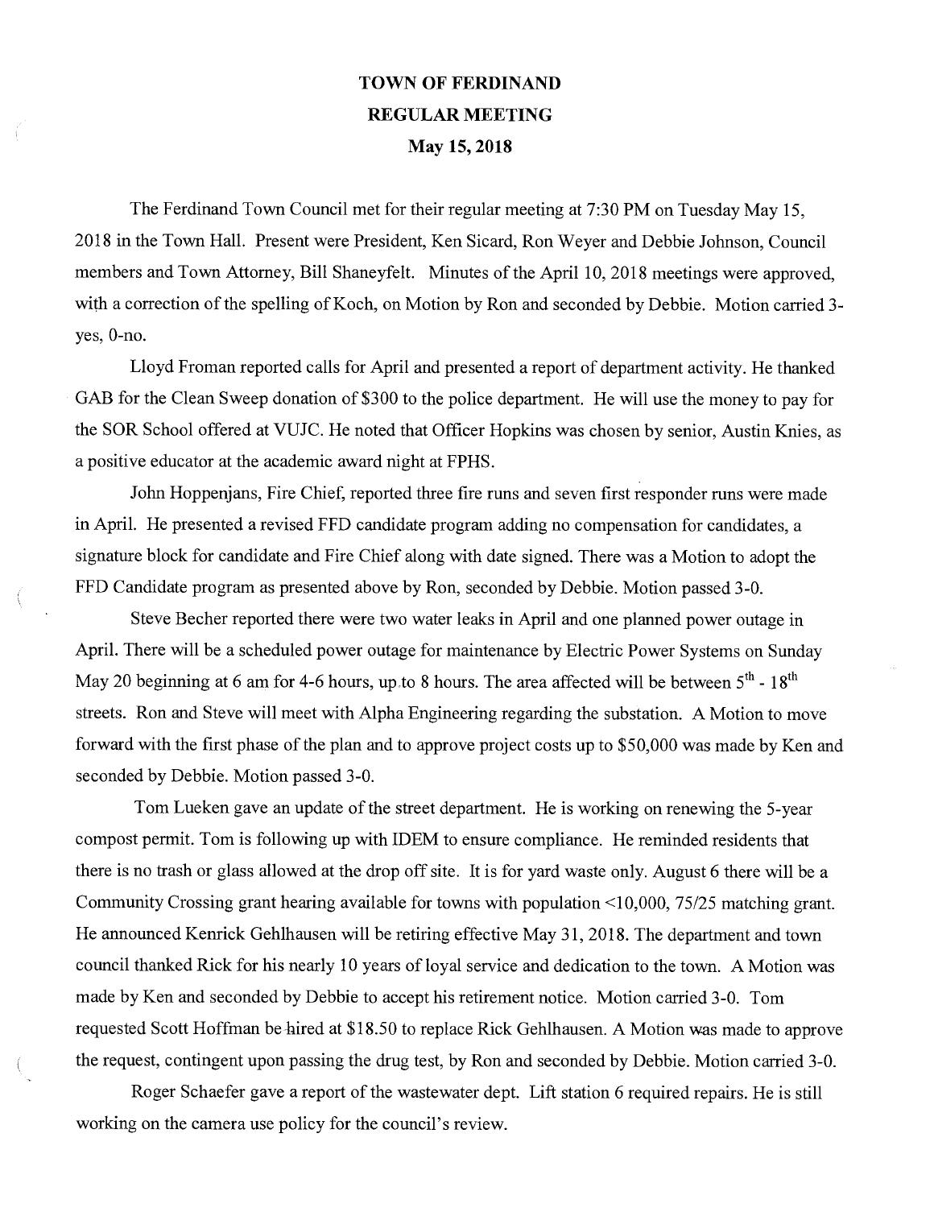# TOWN OF FERDINAND
## REGULAR MEETING
### May 15, 2018

The Ferdinand Town Council met for their regular meeting at 7:30 PM on Tuesday May 15, 2018 in the Town Hall. Present were President, Ken Sicard, Ron Weyer and Debbie Johnson, Council members and Town Attorney, Bill Shaneyfelt. Minutes of the April 10, 2018 meetings were approved, with a correction of the spelling of Koch, on Motion by Ron and seconded by Debbie. Motion carried 3-yes, 0-no.

Lloyd Froman reported calls for April and presented a report of department activity. He thanked GAB for the Clean Sweep donation of $300 to the police department. He will use the money to pay for the SOR School offered at VUJC. He noted that Officer Hopkins was chosen by senior, Austin Knies, as a positive educator at the academic award night at FPHS.

John Hoppenjans, Fire Chief, reported three fire runs and seven first responder runs were made in April. He presented a revised FFD candidate program adding no compensation for candidates, a signature block for candidate and Fire Chief along with date signed. There was a Motion to adopt the FFD Candidate program as presented above by Ron, seconded by Debbie. Motion passed 3-0.

Steve Becher reported there were two water leaks in April and one planned power outage in April. There will be a scheduled power outage for maintenance by Electric Power Systems on Sunday May 20 beginning at 6 am for 4-6 hours, up to 8 hours. The area affected will be between 5th - 18th streets. Ron and Steve will meet with Alpha Engineering regarding the substation. A Motion to move forward with the first phase of the plan and to approve project costs up to $50,000 was made by Ken and seconded by Debbie. Motion passed 3-0.

Tom Lueken gave an update of the street department. He is working on renewing the 5-year compost permit. Tom is following up with IDEM to ensure compliance. He reminded residents that there is no trash or glass allowed at the drop off site. It is for yard waste only. August 6 there will be a Community Crossing grant hearing available for towns with population <10,000, 75/25 matching grant. He announced Kenrick Gehlhausen will be retiring effective May 31, 2018. The department and town council thanked Rick for his nearly 10 years of loyal service and dedication to the town. A Motion was made by Ken and seconded by Debbie to accept his retirement notice. Motion carried 3-0. Tom requested Scott Hoffman be hired at $18.50 to replace Rick Gehlhausen. A Motion was made to approve the request, contingent upon passing the drug test, by Ron and seconded by Debbie. Motion carried 3-0.

Roger Schaefer gave a report of the wastewater dept. Lift station 6 required repairs. He is still working on the camera use policy for the council's review.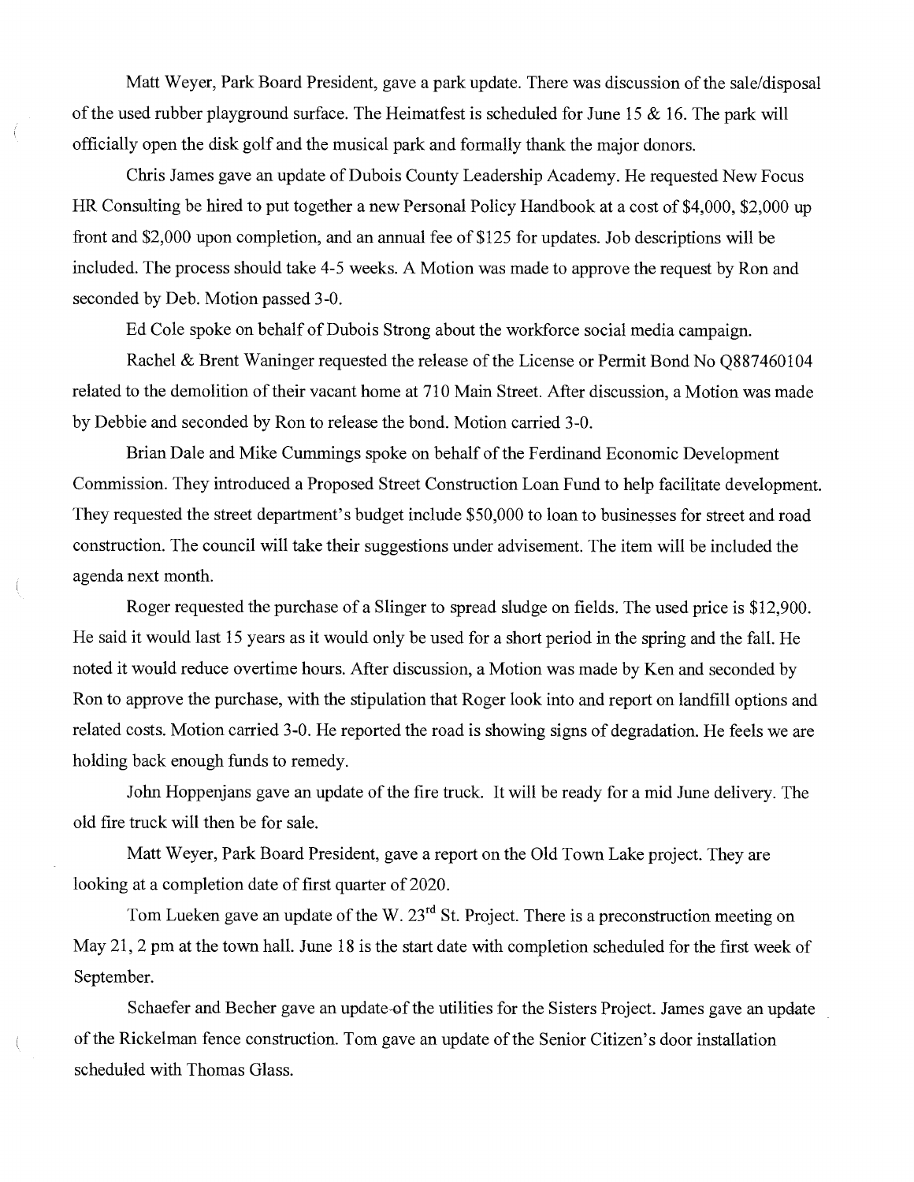Matt Weyer, Park Board President, gave a park update. There was discussion of the sale/disposal of the used rubber playground surface. The Heimatfest is scheduled for June 15 & 16. The park will officially open the disk golf and the musical park and formally thank the major donors.

Chris James gave an update of Dubois County Leadership Academy. He requested New Focus HR Consulting be hired to put together a new Personal Policy Handbook at a cost of $4,000, $2,000 up front and $2,000 upon completion, and an annual fee of $125 for updates. Job descriptions will be included. The process should take 4-5 weeks. A Motion was made to approve the request by Ron and seconded by Deb. Motion passed 3-0.

Ed Cole spoke on behalf of Dubois Strong about the workforce social media campaign.

Rachel & Brent Waninger requested the release of the License or Permit Bond No Q887460104 related to the demolition of their vacant home at 710 Main Street. After discussion, a Motion was made by Debbie and seconded by Ron to release the bond. Motion carried 3-0.

Brian Dale and Mike Cummings spoke on behalf of the Ferdinand Economic Development Commission. They introduced a Proposed Street Construction Loan Fund to help facilitate development. They requested the street department's budget include $50,000 to loan to businesses for street and road construction. The council will take their suggestions under advisement. The item will be included the agenda next month.

Roger requested the purchase of a Slinger to spread sludge on fields. The used price is $12,900. He said it would last 15 years as it would only be used for a short period in the spring and the fall. He noted it would reduce overtime hours. After discussion, a Motion was made by Ken and seconded by Ron to approve the purchase, with the stipulation that Roger look into and report on landfill options and related costs. Motion carried 3-0. He reported the road is showing signs of degradation. He feels we are holding back enough funds to remedy.

John Hoppenjans gave an update of the fire truck. It will be ready for a mid June delivery. The old fire truck will then be for sale.

Matt Weyer, Park Board President, gave a report on the Old Town Lake project. They are looking at a completion date of first quarter of 2020.

Tom Lueken gave an update of the W. 23rd St. Project. There is a preconstruction meeting on May 21, 2 pm at the town hall. June 18 is the start date with completion scheduled for the first week of September.

Schaefer and Becher gave an update of the utilities for the Sisters Project. James gave an update of the Rickelman fence construction. Tom gave an update of the Senior Citizen's door installation scheduled with Thomas Glass.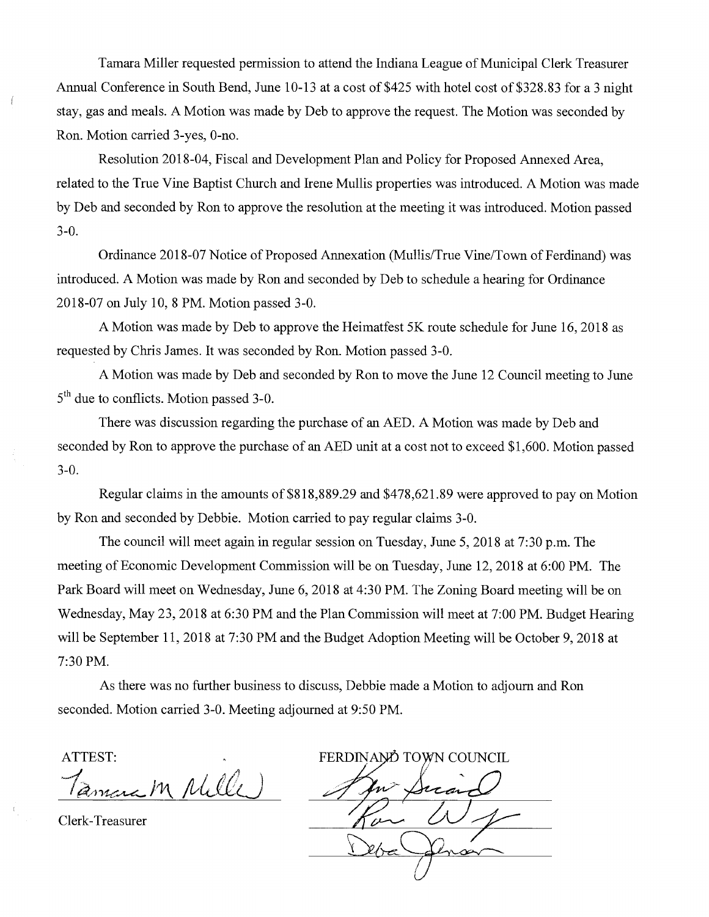Tamara Miller requested permission to attend the Indiana League of Municipal Clerk Treasurer Annual Conference in South Bend, June 10-13 at a cost of $425 with hotel cost of $328.83 for a 3 night stay, gas and meals. A Motion was made by Deb to approve the request. The Motion was seconded by Ron. Motion carried 3-yes, 0-no.

Resolution 2018-04, Fiscal and Development Plan and Policy for Proposed Annexed Area, related to the True Vine Baptist Church and Irene Mullis properties was introduced. A Motion was made by Deb and seconded by Ron to approve the resolution at the meeting it was introduced. Motion passed 3-0.

Ordinance 2018-07 Notice of Proposed Annexation (Mullis/True Vine/Town of Ferdinand) was introduced. A Motion was made by Ron and seconded by Deb to schedule a hearing for Ordinance 2018-07 on July 10, 8 PM. Motion passed 3-0.

A Motion was made by Deb to approve the Heimatfest 5K route schedule for June 16, 2018 as requested by Chris James. It was seconded by Ron. Motion passed 3-0.

A Motion was made by Deb and seconded by Ron to move the June 12 Council meeting to June 5th due to conflicts. Motion passed 3-0.

There was discussion regarding the purchase of an AED. A Motion was made by Deb and seconded by Ron to approve the purchase of an AED unit at a cost not to exceed $1,600. Motion passed 3-0.

Regular claims in the amounts of $818,889.29 and $478,621.89 were approved to pay on Motion by Ron and seconded by Debbie. Motion carried to pay regular claims 3-0.

The council will meet again in regular session on Tuesday, June 5, 2018 at 7:30 p.m. The meeting of Economic Development Commission will be on Tuesday, June 12, 2018 at 6:00 PM. The Park Board will meet on Wednesday, June 6, 2018 at 4:30 PM. The Zoning Board meeting will be on Wednesday, May 23, 2018 at 6:30 PM and the Plan Commission will meet at 7:00 PM. Budget Hearing will be September 11, 2018 at 7:30 PM and the Budget Adoption Meeting will be October 9, 2018 at 7:30 PM.

As there was no further business to discuss, Debbie made a Motion to adjourn and Ron seconded. Motion carried 3-0. Meeting adjourned at 9:50 PM.

ATTEST:

Tamara M Miller

Clerk-Treasurer

FERDINAND TOWN COUNCIL